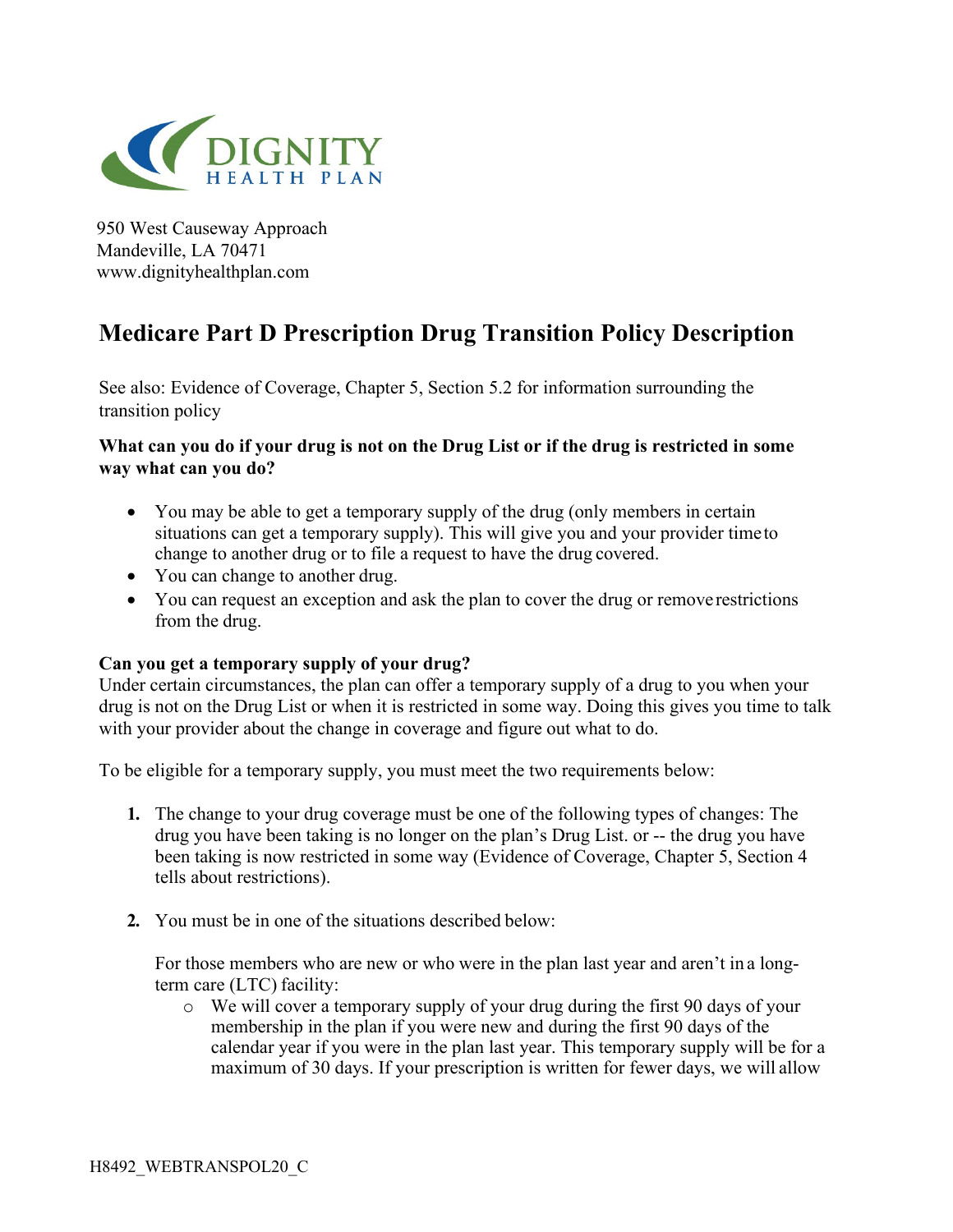DIGNITY HEALTH PLAN

950 West Causeway Approach
Mandeville, LA 70471
www.dignityhealthplan.com

# Medicare Part D Prescription Drug Transition Policy Description

See also: Evidence of Coverage, Chapter 5, Section 5.2 for information surrounding the transition policy

**What can you do if your drug is not on the Drug List or if the drug is restricted in some way what can you do?**

- You may be able to get a temporary supply of the drug (only members in certain situations can get a temporary supply). This will give you and your provider time to change to another drug or to file a request to have the drug covered.
- You can change to another drug.
- You can request an exception and ask the plan to cover the drug or remove restrictions from the drug.

**Can you get a temporary supply of your drug?**
Under certain circumstances, the plan can offer a temporary supply of a drug to you when your drug is not on the Drug List or when it is restricted in some way. Doing this gives you time to talk with your provider about the change in coverage and figure out what to do.

To be eligible for a temporary supply, you must meet the two requirements below:

1. The change to your drug coverage must be one of the following types of changes: The drug you have been taking is no longer on the plan's Drug List. or -- the drug you have been taking is now restricted in some way (Evidence of Coverage, Chapter 5, Section 4 tells about restrictions).

2. You must be in one of the situations described below:

   For those members who are new or who were in the plan last year and aren't in a long-term care (LTC) facility:
   - We will cover a temporary supply of your drug during the first 90 days of your membership in the plan if you were new and during the first 90 days of the calendar year if you were in the plan last year. This temporary supply will be for a maximum of 30 days. If your prescription is written for fewer days, we will allow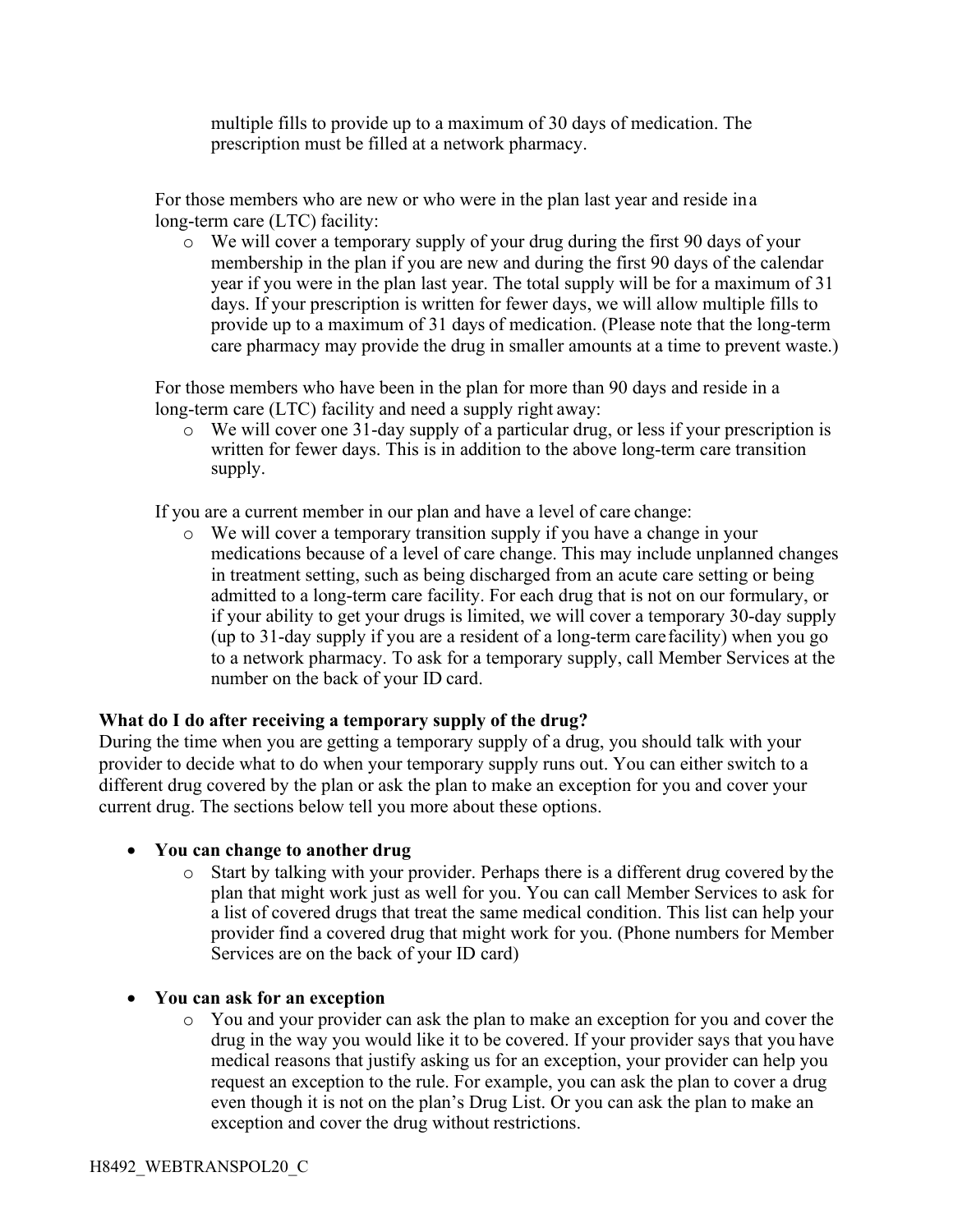multiple fills to provide up to a maximum of 30 days of medication. The prescription must be filled at a network pharmacy.

For those members who are new or who were in the plan last year and reside in a long-term care (LTC) facility:

- We will cover a temporary supply of your drug during the first 90 days of your membership in the plan if you are new and during the first 90 days of the calendar year if you were in the plan last year. The total supply will be for a maximum of 31 days. If your prescription is written for fewer days, we will allow multiple fills to provide up to a maximum of 31 days of medication. (Please note that the long-term care pharmacy may provide the drug in smaller amounts at a time to prevent waste.)

For those members who have been in the plan for more than 90 days and reside in a long-term care (LTC) facility and need a supply right away:

- We will cover one 31-day supply of a particular drug, or less if your prescription is written for fewer days. This is in addition to the above long-term care transition supply.

If you are a current member in our plan and have a level of care change:

- We will cover a temporary transition supply if you have a change in your medications because of a level of care change. This may include unplanned changes in treatment setting, such as being discharged from an acute care setting or being admitted to a long-term care facility. For each drug that is not on our formulary, or if your ability to get your drugs is limited, we will cover a temporary 30-day supply (up to 31-day supply if you are a resident of a long-term care facility) when you go to a network pharmacy. To ask for a temporary supply, call Member Services at the number on the back of your ID card.

**What do I do after receiving a temporary supply of the drug?**

During the time when you are getting a temporary supply of a drug, you should talk with your provider to decide what to do when your temporary supply runs out. You can either switch to a different drug covered by the plan or ask the plan to make an exception for you and cover your current drug. The sections below tell you more about these options.

- **You can change to another drug**
  - Start by talking with your provider. Perhaps there is a different drug covered by the plan that might work just as well for you. You can call Member Services to ask for a list of covered drugs that treat the same medical condition. This list can help your provider find a covered drug that might work for you. (Phone numbers for Member Services are on the back of your ID card)

- **You can ask for an exception**
  - You and your provider can ask the plan to make an exception for you and cover the drug in the way you would like it to be covered. If your provider says that you have medical reasons that justify asking us for an exception, your provider can help you request an exception to the rule. For example, you can ask the plan to cover a drug even though it is not on the plan's Drug List. Or you can ask the plan to make an exception and cover the drug without restrictions.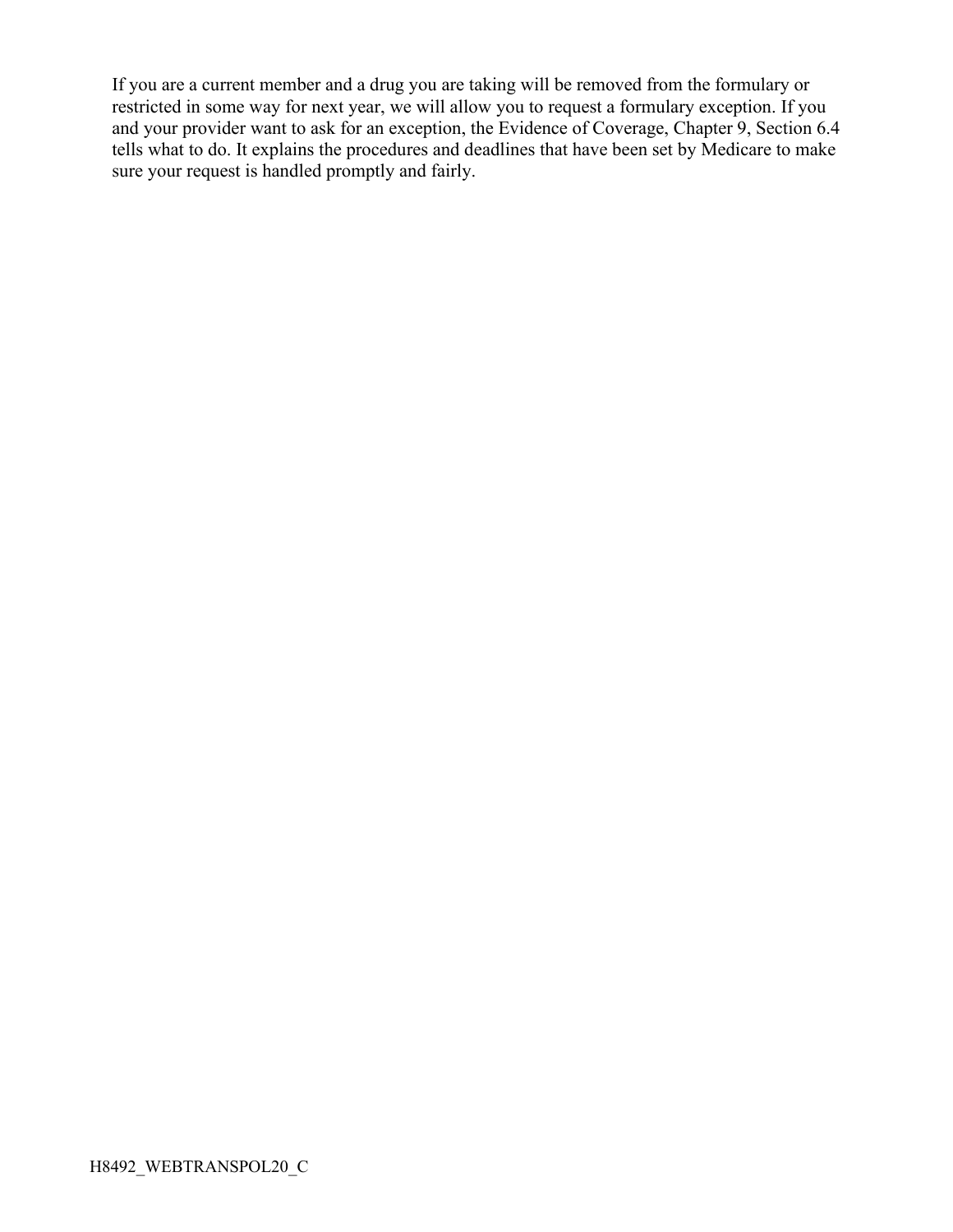If you are a current member and a drug you are taking will be removed from the formulary or restricted in some way for next year, we will allow you to request a formulary exception. If you and your provider want to ask for an exception, the Evidence of Coverage, Chapter 9, Section 6.4 tells what to do. It explains the procedures and deadlines that have been set by Medicare to make sure your request is handled promptly and fairly.